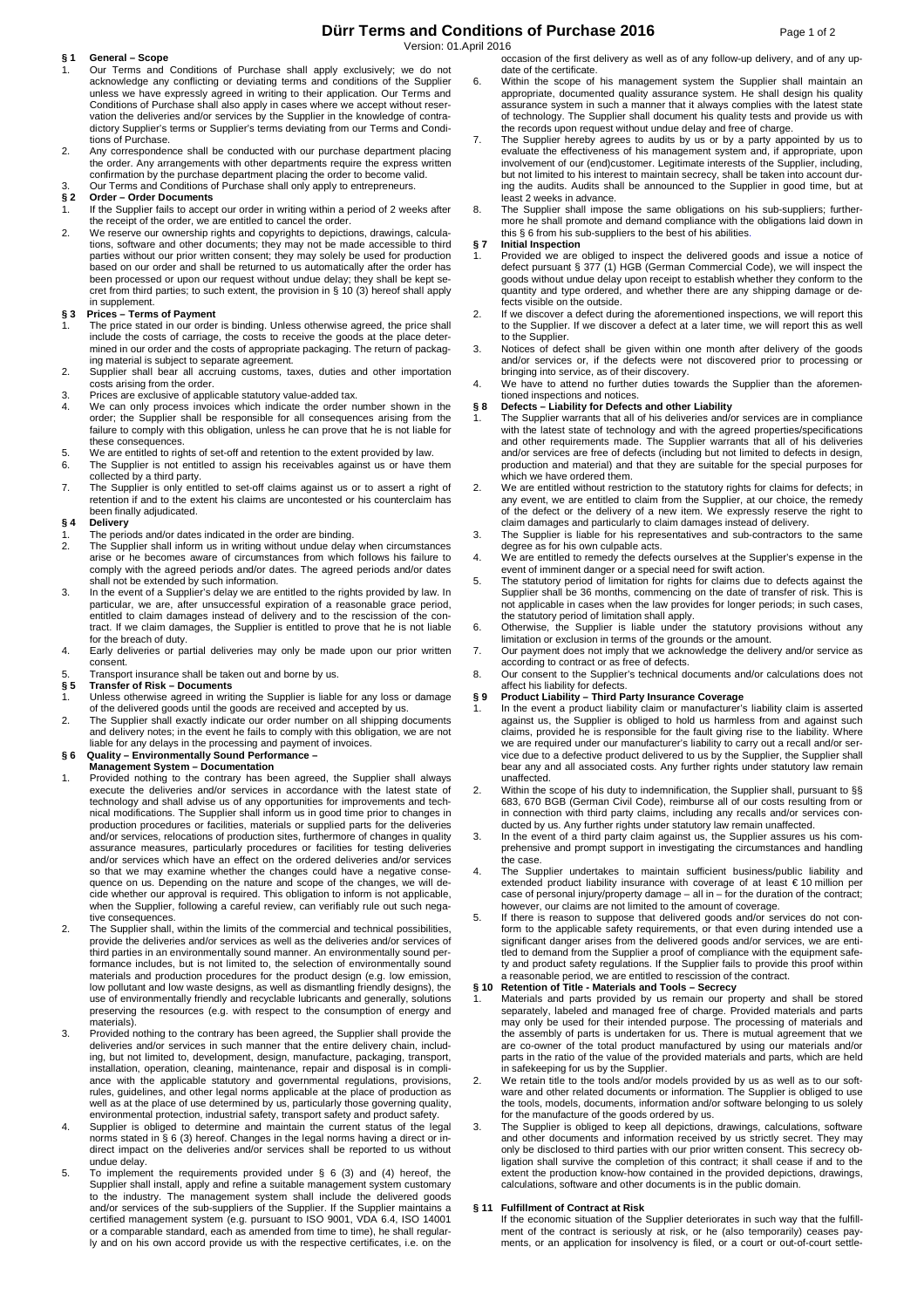# Dürr Terms and Conditions of Purchase 2016

Version: 01.April 2016

## § 1 General – Scope

1. Our Terms and Conditions of Purchase shall apply exclusively; we do not acknowledge any conflicting or deviating terms and conditions of the Supplier unless we have expressly agreed in writing to their application. Our Terms and Conditions of Purchase shall also apply in cases where we accept without reservation the deliveries and/or services by the Supplier in the knowledge of contradictory Supplier's terms or Supplier's terms deviating from our Terms and Conditions of Purchase.
2. Any correspondence shall be conducted with our purchase department placing the order. Any arrangements with other departments require the express written confirmation by the purchase department placing the order to become valid.
3. Our Terms and Conditions of Purchase shall only apply to entrepreneurs.

## § 2 Order – Order Documents

1. If the Supplier fails to accept our order in writing within a period of 2 weeks after the receipt of the order, we are entitled to cancel the order.
2. We reserve our ownership rights and copyrights to depictions, drawings, calculations, software and other documents; they may not be made accessible to third parties without our prior written consent; they may solely be used for production based on our order and shall be returned to us automatically after the order has been processed or upon our request without undue delay; they shall be kept secret from third parties; to such extent, the provision in § 10 (3) hereof shall apply in supplement.

## § 3 Prices – Terms of Payment

1. The price stated in our order is binding. Unless otherwise agreed, the price shall include the costs of carriage, the costs to receive the goods at the place determined in our order and the costs of appropriate packaging. The return of packaging material is subject to separate agreement.
2. Supplier shall bear all accruing customs, taxes, duties and other importation costs arising from the order.
3. Prices are exclusive of applicable statutory value-added tax.
4. We can only process invoices which indicate the order number shown in the order; the Supplier shall be responsible for all consequences arising from the failure to comply with this obligation, unless he can prove that he is not liable for these consequences.
5. We are entitled to rights of set-off and retention to the extent provided by law.
6. The Supplier is not entitled to assign his receivables against us or have them collected by a third party.
7. The Supplier is only entitled to set-off claims against us or to assert a right of retention if and to the extent his claims are uncontested or his counterclaim has been finally adjudicated.

## § 4 Delivery

1. The periods and/or dates indicated in the order are binding.
2. The Supplier shall inform us in writing without undue delay when circumstances arise or he becomes aware of circumstances from which follows his failure to comply with the agreed periods and/or dates. The agreed periods and/or dates shall not be extended by such information.
3. In the event of a Supplier's delay we are entitled to the rights provided by law. In particular, we are, after unsuccessful expiration of a reasonable grace period, entitled to claim damages instead of delivery and to the rescission of the contract. If we claim damages, the Supplier is entitled to prove that he is not liable for the breach of duty.
4. Early deliveries or partial deliveries may only be made upon our prior written consent.
5. Transport insurance shall be taken out and borne by us.

## § 5 Transfer of Risk – Documents

1. Unless otherwise agreed in writing the Supplier is liable for any loss or damage of the delivered goods until the goods are received and accepted by us.
2. The Supplier shall exactly indicate our order number on all shipping documents and delivery notes; in the event he fails to comply with this obligation, we are not liable for any delays in the processing and payment of invoices.

## § 6 Quality – Environmentally Sound Performance – Management System – Documentation

1. Provided nothing to the contrary has been agreed, the Supplier shall always execute the deliveries and/or services in accordance with the latest state of technology and shall advise us of any opportunities for improvements and technical modifications. The Supplier shall inform us in good time prior to changes in production procedures or facilities, materials or supplied parts for the deliveries and/or services, relocations of production sites, furthermore of changes in quality assurance measures, particularly procedures or facilities for testing deliveries and/or services which have an effect on the ordered deliveries and/or services so that we may examine whether the changes could have a negative consequence on us. Depending on the nature and scope of the changes, we will decide whether our approval is required. This obligation to inform is not applicable, when the Supplier, following a careful review, can verifiably rule out such negative consequences.
2. The Supplier shall, within the limits of the commercial and technical possibilities, provide the deliveries and/or services as well as the deliveries and/or services of third parties in an environmentally sound manner. An environmentally sound performance includes, but is not limited to, the selection of environmentally sound materials and production procedures for the product design (e.g. low emission, low pollutant and low waste designs, as well as dismantling friendly designs), the use of environmentally friendly and recyclable lubricants and generally, solutions preserving the resources (e.g. with respect to the consumption of energy and materials).
3. Provided nothing to the contrary has been agreed, the Supplier shall provide the deliveries and/or services in such manner that the entire delivery chain, including, but not limited to, development, design, manufacture, packaging, transport, installation, operation, cleaning, maintenance, repair and disposal is in compliance with the applicable statutory and governmental regulations, provisions, rules, guidelines, and other legal norms applicable at the place of production as well as at the place of use determined by us, particularly those governing quality, environmental protection, industrial safety, transport safety and product safety.
4. Supplier is obliged to determine and maintain the current status of the legal norms stated in § 6 (3) hereof. Changes in the legal norms having a direct or indirect impact on the deliveries and/or services shall be reported to us without undue delay.
5. To implement the requirements provided under § 6 (3) and (4) hereof, the Supplier shall install, apply and refine a suitable management system customary to the industry. The management system shall include the delivered goods and/or services of the sub-suppliers of the Supplier. If the Supplier maintains a certified management system (e.g. pursuant to ISO 9001, VDA 6.4, ISO 14001 or a comparable standard, each as amended from time to time), he shall regularly and on his own accord provide us with the respective certificates, i.e. on the occasion of the first delivery as well as of any follow-up delivery, and of any update of the certificate.
6. Within the scope of his management system the Supplier shall maintain an appropriate, documented quality assurance system. He shall design his quality assurance system in such a manner that it always complies with the latest state of technology. The Supplier shall document his quality tests and provide us with the records upon request without undue delay and free of charge.
7. The Supplier hereby agrees to audits by us or by a party appointed by us to evaluate the effectiveness of his management system and, if appropriate, upon involvement of our (end)customer. Legitimate interests of the Supplier, including, but not limited to his interest to maintain secrecy, shall be taken into account during the audits. Audits shall be announced to the Supplier in good time, but at least 2 weeks in advance.
8. The Supplier shall impose the same obligations on his sub-suppliers; furthermore he shall promote and demand compliance with the obligations laid down in this § 6 from his sub-suppliers to the best of his abilities.

## § 7 Initial Inspection

1. Provided we are obliged to inspect the delivered goods and issue a notice of defect pursuant § 377 (1) HGB (German Commercial Code), we will inspect the goods without undue delay upon receipt to establish whether they conform to the quantity and type ordered, and whether there are any shipping damage or defects visible on the outside.
2. If we discover a defect during the aforementioned inspections, we will report this to the Supplier. If we discover a defect at a later time, we will report this as well to the Supplier.
3. Notices of defect shall be given within one month after delivery of the goods and/or services or, if the defects were not discovered prior to processing or bringing into service, as of their discovery.
4. We have to attend no further duties towards the Supplier than the aforementioned inspections and notices.

## § 8 Defects – Liability for Defects and other Liability

1. The Supplier warrants that all of his deliveries and/or services are in compliance with the latest state of technology and with the agreed properties/specifications and other requirements made. The Supplier warrants that all of his deliveries and/or services are free of defects (including but not limited to defects in design, production and material) and that they are suitable for the special purposes for which we have ordered them.
2. We are entitled without restriction to the statutory rights for claims for defects; in any event, we are entitled to claim from the Supplier, at our choice, the remedy of the defect or the delivery of a new item. We expressly reserve the right to claim damages and particularly to claim damages instead of delivery.
3. The Supplier is liable for his representatives and sub-contractors to the same degree as for his own culpable acts.
4. We are entitled to remedy the defects ourselves at the Supplier's expense in the event of imminent danger or a special need for swift action.
5. The statutory period of limitation for rights for claims due to defects against the Supplier shall be 36 months, commencing on the date of transfer of risk. This is not applicable in cases when the law provides for longer periods; in such cases, the statutory period of limitation shall apply.
6. Otherwise, the Supplier is liable under the statutory provisions without any limitation or exclusion in terms of the grounds or the amount.
7. Our payment does not imply that we acknowledge the delivery and/or service as according to contract or as free of defects.
8. Our consent to the Supplier's technical documents and/or calculations does not affect his liability for defects.

## § 9 Product Liability – Third Party Insurance Coverage

1. In the event a product liability claim or manufacturer's liability claim is asserted against us, the Supplier is obliged to hold us harmless from and against such claims, provided he is responsible for the fault giving rise to the liability. Where we are required under our manufacturer's liability to carry out a recall and/or service due to a defective product delivered to us by the Supplier, the Supplier shall bear any and all associated costs. Any further rights under statutory law remain unaffected.
2. Within the scope of his duty to indemnification, the Supplier shall, pursuant to §§ 683, 670 BGB (German Civil Code), reimburse all of our costs resulting from or in connection with third party claims, including any recalls and/or services conducted by us. Any further rights under statutory law remain unaffected.
3. In the event of a third party claim against us, the Supplier assures us his comprehensive and prompt support in investigating the circumstances and handling the case.
4. The Supplier undertakes to maintain sufficient business/public liability and extended product liability insurance with coverage of at least € 10 million per case of personal injury/property damage – all in – for the duration of the contract; however, our claims are not limited to the amount of coverage.
5. If there is reason to suppose that delivered goods and/or services do not conform to the applicable safety requirements, or that even during intended use a significant danger arises from the delivered goods and/or services, we are entitled to demand from the Supplier a proof of compliance with the equipment safety and product safety regulations. If the Supplier fails to provide this proof within a reasonable period, we are entitled to rescission of the contract.

## § 10 Retention of Title - Materials and Tools – Secrecy

1. Materials and parts provided by us remain our property and shall be stored separately, labeled and managed free of charge. Provided materials and parts may only be used for their intended purpose. The processing of materials and the assembly of parts is undertaken for us. There is mutual agreement that we are co-owner of the total product manufactured by using our materials and/or parts in the ratio of the value of the provided materials and parts, which are held in safekeeping for us by the Supplier.
2. We retain title to the tools and/or models provided by us as well as to our software and other related documents or information. The Supplier is obliged to use the tools, models, documents, information and/or software belonging to us solely for the manufacture of the goods ordered by us.
3. The Supplier is obliged to keep all depictions, drawings, calculations, software and other documents and information received by us strictly secret. They may only be disclosed to third parties with our prior written consent. This secrecy obligation shall survive the completion of this contract; it shall cease if and to the extent the production know-how contained in the provided depictions, drawings, calculations, software and other documents is in the public domain.

## § 11 Fulfillment of Contract at Risk

If the economic situation of the Supplier deteriorates in such way that the fulfillment of the contract is seriously at risk, or he (also temporarily) ceases payments, or an application for insolvency is filed, or a court or out-of-court settle-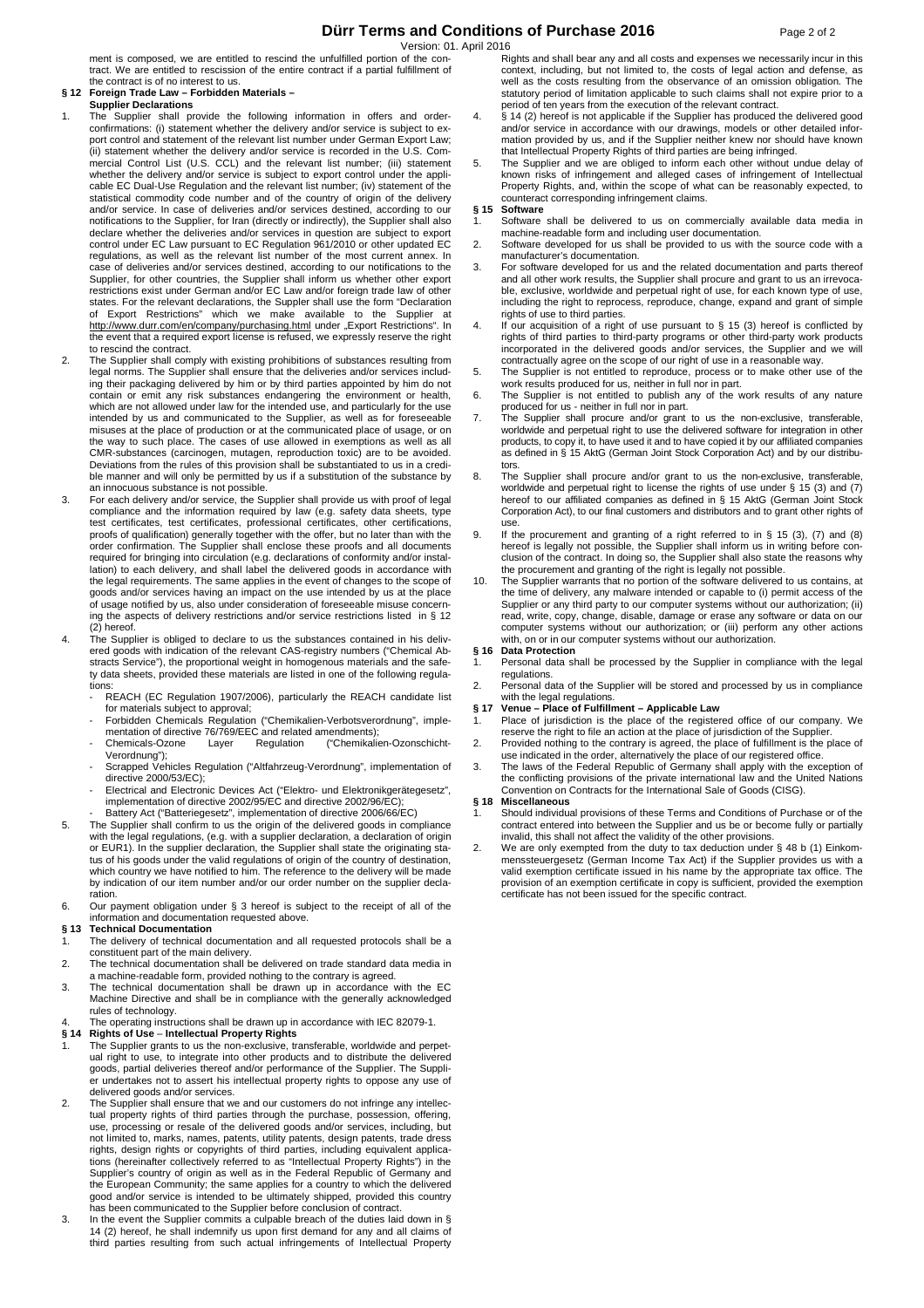ment is composed, we are entitled to rescind the unfulfilled portion of the contract. We are entitled to rescission of the entire contract if a partial fulfillment of the contract is of no interest to us.

**§ 12 Foreign Trade Law – Forbidden Materials – Supplier Declarations**

1. The Supplier shall provide the following information in offers and order-confirmations: (i) statement whether the delivery and/or service is subject to export control and statement of the relevant list number under German Export Law; (ii) statement whether the delivery and/or service is recorded in the U.S. Commercial Control List (U.S. CCL) and the relevant list number; (iii) statement whether the delivery and/or service is subject to export control under the applicable EC Dual-Use Regulation and the relevant list number; (iv) statement of the statistical commodity code number and of the country of origin of the delivery and/or service. In case of deliveries and/or services destined, according to our notifications to the Supplier, for Iran (directly or indirectly), the Supplier shall also declare whether the deliveries and/or services in question are subject to export control under EC Law pursuant to EC Regulation 961/2010 or other updated EC regulations, as well as the relevant list number of the most current annex. In case of deliveries and/or services destined, according to our notifications to the Supplier, for other countries, the Supplier shall inform us whether other export restrictions exist under German and/or EC Law and/or foreign trade law of other states. For the relevant declarations, the Suppler shall use the form "Declaration of Export Restrictions" which we make available to the Supplier at http://www.durr.com/en/company/purchasing.html under „Export Restrictions". In the event that a required export license is refused, we expressly reserve the right to rescind the contract.
2. The Supplier shall comply with existing prohibitions of substances resulting from legal norms. The Supplier shall ensure that the deliveries and/or services including their packaging delivered by him or by third parties appointed by him do not contain or emit any risk substances endangering the environment or health, which are not allowed under law for the intended use, and particularly for the use intended by us and communicated to the Supplier, as well as for foreseeable misuses at the place of production or at the communicated place of usage, or on the way to such place. The cases of use allowed in exemptions as well as all CMR-substances (carcinogen, mutagen, reproduction toxic) are to be avoided. Deviations from the rules of this provision shall be substantiated to us in a credible manner and will only be permitted by us if a substitution of the substance by an innocuous substance is not possible.
3. For each delivery and/or service, the Supplier shall provide us with proof of legal compliance and the information required by law (e.g. safety data sheets, type test certificates, test certificates, professional certificates, other certifications, proofs of qualification) generally together with the offer, but no later than with the order confirmation. The Supplier shall enclose these proofs and all documents required for bringing into circulation (e.g. declarations of conformity and/or installation) to each delivery, and shall label the delivered goods in accordance with the legal requirements. The same applies in the event of changes to the scope of goods and/or services having an impact on the use intended by us at the place of usage notified by us, also under consideration of foreseeable misuse concerning the aspects of delivery restrictions and/or service restrictions listed in § 12 (2) hereof.
4. The Supplier is obliged to declare to us the substances contained in his delivered goods with indication of the relevant CAS-registry numbers ("Chemical Abstracts Service"), the proportional weight in homogenous materials and the safety data sheets, provided these materials are listed in one of the following regulations:
   - REACH (EC Regulation 1907/2006), particularly the REACH candidate list for materials subject to approval;
   - Forbidden Chemicals Regulation ("Chemikalien-Verbotsverordnung", implementation of directive 76/769/EEC and related amendments);
   - Chemicals-Ozone Layer Regulation ("Chemikalien-Ozonschicht-Verordnung");
   - Scrapped Vehicles Regulation ("Altfahrzeug-Verordnung", implementation of directive 2000/53/EC);
   - Electrical and Electronic Devices Act ("Elektro- und Elektronikgerätegesetz", implementation of directive 2002/95/EC and directive 2002/96/EC);
   - Battery Act ("Batteriegesetz", implementation of directive 2006/66/EC)
5. The Supplier shall confirm to us the origin of the delivered goods in compliance with the legal regulations, (e.g. with a supplier declaration, a declaration of origin or EUR1). In the supplier declaration, the Supplier shall state the originating status of his goods under the valid regulations of origin of the country of destination, which country we have notified to him. The reference to the delivery will be made by indication of our item number and/or our order number on the supplier declaration.
6. Our payment obligation under § 3 hereof is subject to the receipt of all of the information and documentation requested above.

**§ 13 Technical Documentation**

1. The delivery of technical documentation and all requested protocols shall be a constituent part of the main delivery.
2. The technical documentation shall be delivered on trade standard data media in a machine-readable form, provided nothing to the contrary is agreed.
3. The technical documentation shall be drawn up in accordance with the EC Machine Directive and shall be in compliance with the generally acknowledged rules of technology.
4. The operating instructions shall be drawn up in accordance with IEC 82079-1.

**§ 14 Rights of Use – Intellectual Property Rights**

1. The Supplier grants to us the non-exclusive, transferable, worldwide and perpetual right to use, to integrate into other products and to distribute the delivered goods, partial deliveries thereof and/or performance of the Supplier. The Supplier undertakes not to assert his intellectual property rights to oppose any use of delivered goods and/or services.
2. The Supplier shall ensure that we and our customers do not infringe any intellectual property rights of third parties through the purchase, possession, offering, use, processing or resale of the delivered goods and/or services, including, but not limited to, marks, names, patents, utility patents, design patents, trade dress rights, design rights or copyrights of third parties, including equivalent applications (hereinafter collectively referred to as "Intellectual Property Rights") in the Supplier's country of origin as well as in the Federal Republic of Germany and the European Community; the same applies for a country to which the delivered good and/or service is intended to be ultimately shipped, provided this country has been communicated to the Supplier before conclusion of contract.
3. In the event the Supplier commits a culpable breach of the duties laid down in § 14 (2) hereof, he shall indemnify us upon first demand for any and all claims of third parties resulting from such actual infringements of Intellectual Property Rights and shall bear any and all costs and expenses we necessarily incur in this context, including, but not limited to, the costs of legal action and defense, as well as the costs resulting from the observance of an omission obligation. The statutory period of limitation applicable to such claims shall not expire prior to a period of ten years from the execution of the relevant contract.
4. § 14 (2) hereof is not applicable if the Supplier has produced the delivered good and/or service in accordance with our drawings, models or other detailed information provided by us, and if the Supplier neither knew nor should have known that Intellectual Property Rights of third parties are being infringed.
5. The Supplier and we are obliged to inform each other without undue delay of known risks of infringement and alleged cases of infringement of Intellectual Property Rights, and, within the scope of what can be reasonably expected, to counteract corresponding infringement claims.

**§ 15 Software**

1. Software shall be delivered to us on commercially available data media in machine-readable form and including user documentation.
2. Software developed for us shall be provided to us with the source code with a manufacturer's documentation.
3. For software developed for us and the related documentation and parts thereof and all other work results, the Supplier shall procure and grant to us an irrevocable, exclusive, worldwide and perpetual right of use, for each known type of use, including the right to reprocess, reproduce, change, expand and grant of simple rights of use to third parties.
4. If our acquisition of a right of use pursuant to § 15 (3) hereof is conflicted by rights of third parties to third-party programs or other third-party work products incorporated in the delivered goods and/or services, the Supplier and we will contractually agree on the scope of our right of use in a reasonable way.
5. The Supplier is not entitled to reproduce, process or to make other use of the work results produced for us, neither in full nor in part.
6. The Supplier is not entitled to publish any of the work results of any nature produced for us - neither in full nor in part.
7. The Supplier shall procure and/or grant to us the non-exclusive, transferable, worldwide and perpetual right to use the delivered software for integration in other products, to copy it, to have used it and to have copied it by our affiliated companies as defined in § 15 AktG (German Joint Stock Corporation Act) and by our distributors.
8. The Supplier shall procure and/or grant to us the non-exclusive, transferable, worldwide and perpetual right to license the rights of use under § 15 (3) and (7) hereof to our affiliated companies as defined in § 15 AktG (German Joint Stock Corporation Act), to our final customers and distributors and to grant other rights of use.
9. If the procurement and granting of a right referred to in § 15 (3), (7) and (8) hereof is legally not possible, the Supplier shall inform us in writing before conclusion of the contract. In doing so, the Supplier shall also state the reasons why the procurement and granting of the right is legally not possible.
10. The Supplier warrants that no portion of the software delivered to us contains, at the time of delivery, any malware intended or capable to (i) permit access of the Supplier or any third party to our computer systems without our authorization; (ii) read, write, copy, change, disable, damage or erase any software or data on our computer systems without our authorization; or (iii) perform any other actions with, on or in our computer systems without our authorization.

**§ 16 Data Protection**

1. Personal data shall be processed by the Supplier in compliance with the legal regulations.
2. Personal data of the Supplier will be stored and processed by us in compliance with the legal regulations.

**§ 17 Venue – Place of Fulfillment – Applicable Law**

1. Place of jurisdiction is the place of the registered office of our company. We reserve the right to file an action at the place of jurisdiction of the Supplier.
2. Provided nothing to the contrary is agreed, the place of fulfillment is the place of use indicated in the order, alternatively the place of our registered office.
3. The laws of the Federal Republic of Germany shall apply with the exception of the conflicting provisions of the private international law and the United Nations Convention on Contracts for the International Sale of Goods (CISG).

**§ 18 Miscellaneous**

1. Should individual provisions of these Terms and Conditions of Purchase or of the contract entered into between the Supplier and us be or become fully or partially invalid, this shall not affect the validity of the other provisions.
2. We are only exempted from the duty to tax deduction under § 48 b (1) Einkommenssteuergesetz (German Income Tax Act) if the Supplier provides us with a valid exemption certificate issued in his name by the appropriate tax office. The provision of an exemption certificate in copy is sufficient, provided the exemption certificate has not been issued for the specific contract.